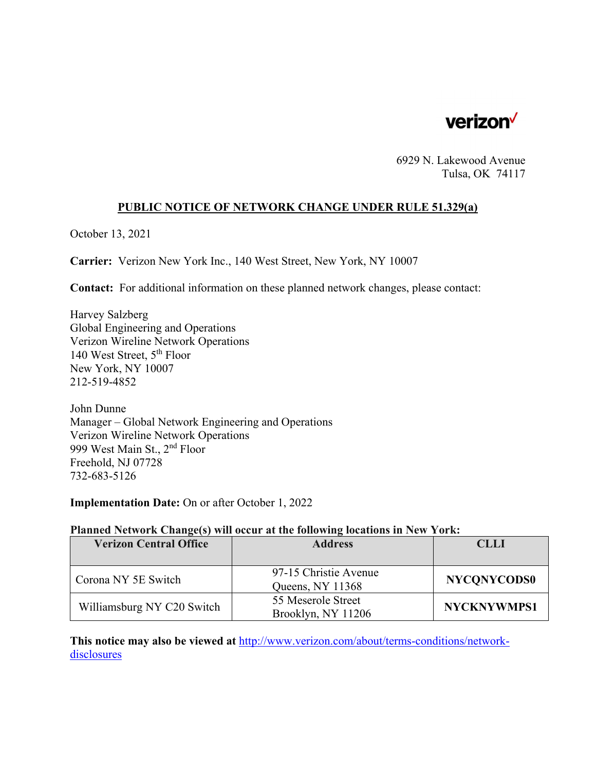verizon

6929 N. Lakewood Avenue
Tulsa, OK 74117

## PUBLIC NOTICE OF NETWORK CHANGE UNDER RULE 51.329(a)

October 13, 2021

**Carrier:** Verizon New York Inc., 140 West Street, New York, NY 10007

**Contact:** For additional information on these planned network changes, please contact:

Harvey Salzberg
Global Engineering and Operations
Verizon Wireline Network Operations
140 West Street, 5th Floor
New York, NY 10007
212-519-4852

John Dunne
Manager – Global Network Engineering and Operations
Verizon Wireline Network Operations
999 West Main St., 2nd Floor
Freehold, NJ 07728
732-683-5126

**Implementation Date:** On or after October 1, 2022

**Planned Network Change(s) will occur at the following locations in New York:**

| Verizon Central Office | Address | CLLI |
|---|---|---|
| Corona NY 5E Switch | 97-15 Christie Avenue Queens, NY 11368 | **NYCQNYCODS0** |
| Williamsburg NY C20 Switch | 55 Meserole Street Brooklyn, NY 11206 | **NYCKNYWMPS1** |

**This notice may also be viewed at** http://www.verizon.com/about/terms-conditions/network-disclosures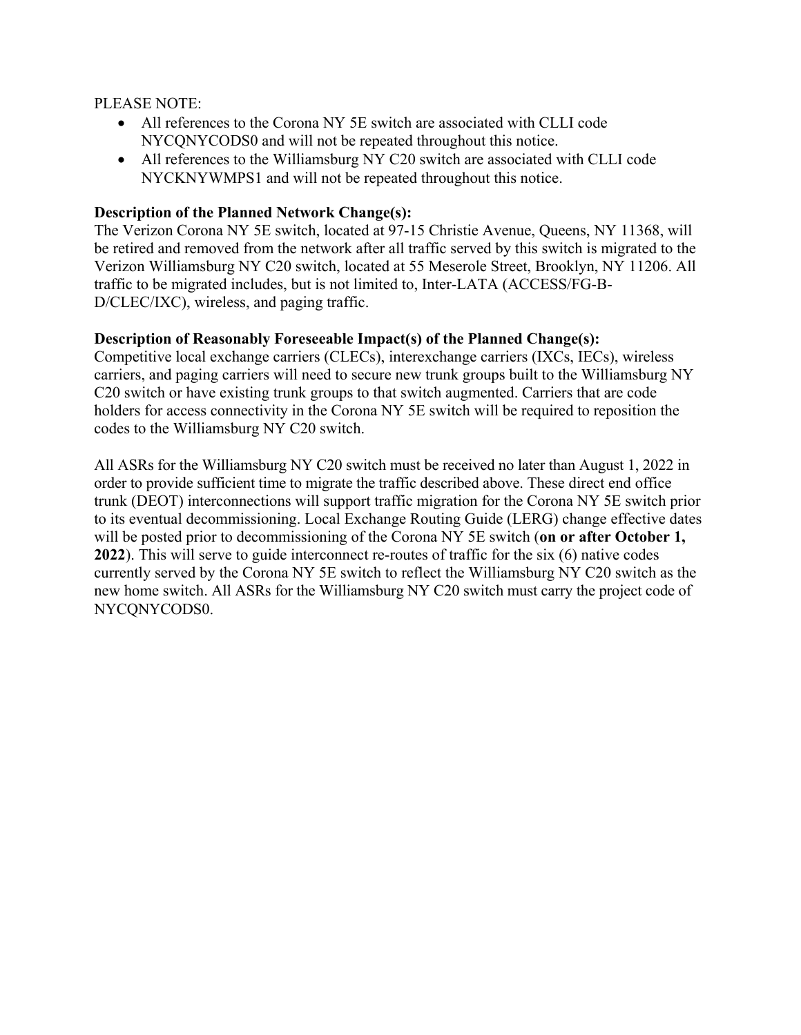PLEASE NOTE:

- All references to the Corona NY 5E switch are associated with CLLI code NYCQNYCODS0 and will not be repeated throughout this notice.
- All references to the Williamsburg NY C20 switch are associated with CLLI code NYCKNYWMPS1 and will not be repeated throughout this notice.

**Description of the Planned Network Change(s):**
The Verizon Corona NY 5E switch, located at 97-15 Christie Avenue, Queens, NY 11368, will be retired and removed from the network after all traffic served by this switch is migrated to the Verizon Williamsburg NY C20 switch, located at 55 Meserole Street, Brooklyn, NY 11206. All traffic to be migrated includes, but is not limited to, Inter-LATA (ACCESS/FG-B-D/CLEC/IXC), wireless, and paging traffic.

**Description of Reasonably Foreseeable Impact(s) of the Planned Change(s):**
Competitive local exchange carriers (CLECs), interexchange carriers (IXCs, IECs), wireless carriers, and paging carriers will need to secure new trunk groups built to the Williamsburg NY C20 switch or have existing trunk groups to that switch augmented. Carriers that are code holders for access connectivity in the Corona NY 5E switch will be required to reposition the codes to the Williamsburg NY C20 switch.

All ASRs for the Williamsburg NY C20 switch must be received no later than August 1, 2022 in order to provide sufficient time to migrate the traffic described above. These direct end office trunk (DEOT) interconnections will support traffic migration for the Corona NY 5E switch prior to its eventual decommissioning. Local Exchange Routing Guide (LERG) change effective dates will be posted prior to decommissioning of the Corona NY 5E switch (**on or after October 1, 2022**). This will serve to guide interconnect re-routes of traffic for the six (6) native codes currently served by the Corona NY 5E switch to reflect the Williamsburg NY C20 switch as the new home switch. All ASRs for the Williamsburg NY C20 switch must carry the project code of NYCQNYCODS0.